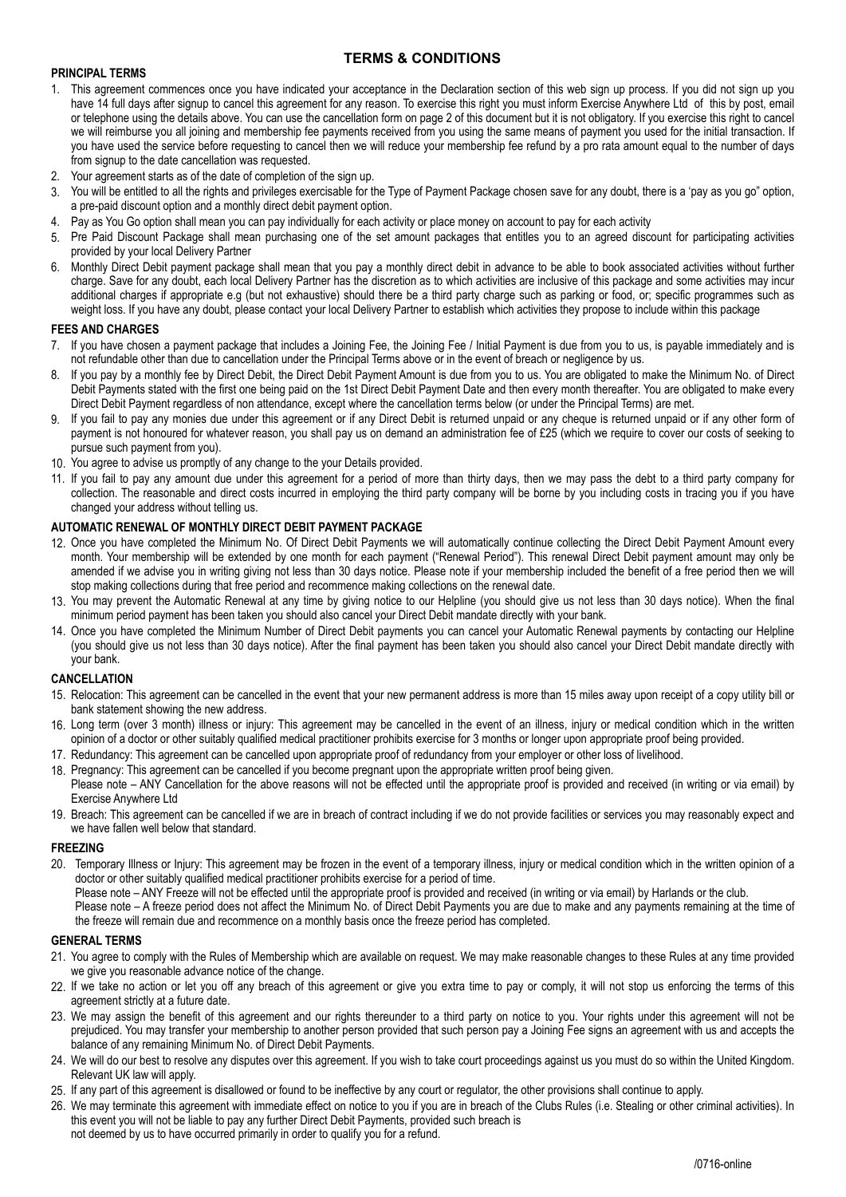# TERMS & CONDITIONS

## PRINCIPAL TERMS

1. This agreement commences once you have indicated your acceptance in the Declaration section of this web sign up process. If you did not sign up you have 14 full days after signup to cancel this agreement for any reason. To exercise this right you must inform Exercise Anywhere Ltd of this by post, email or telephone using the details above. You can use the cancellation form on page 2 of this document but it is not obligatory. If you exercise this right to cancel we will reimburse you all joining and membership fee payments received from you using the same means of payment you used for the initial transaction. If you have used the service before requesting to cancel then we will reduce your membership fee refund by a pro rata amount equal to the number of days from signup to the date cancellation was requested.
2. Your agreement starts as of the date of completion of the sign up.
3. You will be entitled to all the rights and privileges exercisable for the Type of Payment Package chosen save for any doubt, there is a 'pay as you go" option, a pre-paid discount option and a monthly direct debit payment option.
4. Pay as You Go option shall mean you can pay individually for each activity or place money on account to pay for each activity
5. Pre Paid Discount Package shall mean purchasing one of the set amount packages that entitles you to an agreed discount for participating activities provided by your local Delivery Partner
6. Monthly Direct Debit payment package shall mean that you pay a monthly direct debit in advance to be able to book associated activities without further charge. Save for any doubt, each local Delivery Partner has the discretion as to which activities are inclusive of this package and some activities may incur additional charges if appropriate e.g (but not exhaustive) should there be a third party charge such as parking or food, or; specific programmes such as weight loss. If you have any doubt, please contact your local Delivery Partner to establish which activities they propose to include within this package

## FEES AND CHARGES

7. If you have chosen a payment package that includes a Joining Fee, the Joining Fee / Initial Payment is due from you to us, is payable immediately and is not refundable other than due to cancellation under the Principal Terms above or in the event of breach or negligence by us.
8. If you pay by a monthly fee by Direct Debit, the Direct Debit Payment Amount is due from you to us. You are obligated to make the Minimum No. of Direct Debit Payments stated with the first one being paid on the 1st Direct Debit Payment Date and then every month thereafter. You are obligated to make every Direct Debit Payment regardless of non attendance, except where the cancellation terms below (or under the Principal Terms) are met.
9. If you fail to pay any monies due under this agreement or if any Direct Debit is returned unpaid or any cheque is returned unpaid or if any other form of payment is not honoured for whatever reason, you shall pay us on demand an administration fee of £25 (which we require to cover our costs of seeking to pursue such payment from you).
10. You agree to advise us promptly of any change to the your Details provided.
11. If you fail to pay any amount due under this agreement for a period of more than thirty days, then we may pass the debt to a third party company for collection. The reasonable and direct costs incurred in employing the third party company will be borne by you including costs in tracing you if you have changed your address without telling us.

## AUTOMATIC RENEWAL OF MONTHLY DIRECT DEBIT PAYMENT PACKAGE

12. Once you have completed the Minimum No. Of Direct Debit Payments we will automatically continue collecting the Direct Debit Payment Amount every month. Your membership will be extended by one month for each payment ("Renewal Period"). This renewal Direct Debit payment amount may only be amended if we advise you in writing giving not less than 30 days notice. Please note if your membership included the benefit of a free period then we will stop making collections during that free period and recommence making collections on the renewal date.
13. You may prevent the Automatic Renewal at any time by giving notice to our Helpline (you should give us not less than 30 days notice). When the final minimum period payment has been taken you should also cancel your Direct Debit mandate directly with your bank.
14. Once you have completed the Minimum Number of Direct Debit payments you can cancel your Automatic Renewal payments by contacting our Helpline (you should give us not less than 30 days notice). After the final payment has been taken you should also cancel your Direct Debit mandate directly with your bank.

## CANCELLATION

15. Relocation: This agreement can be cancelled in the event that your new permanent address is more than 15 miles away upon receipt of a copy utility bill or bank statement showing the new address.
16. Long term (over 3 month) illness or injury: This agreement may be cancelled in the event of an illness, injury or medical condition which in the written opinion of a doctor or other suitably qualified medical practitioner prohibits exercise for 3 months or longer upon appropriate proof being provided.
17. Redundancy: This agreement can be cancelled upon appropriate proof of redundancy from your employer or other loss of livelihood.
18. Pregnancy: This agreement can be cancelled if you become pregnant upon the appropriate written proof being given.
    Please note – ANY Cancellation for the above reasons will not be effected until the appropriate proof is provided and received (in writing or via email) by Exercise Anywhere Ltd
19. Breach: This agreement can be cancelled if we are in breach of contract including if we do not provide facilities or services you may reasonably expect and we have fallen well below that standard.

## FREEZING

20. Temporary Illness or Injury: This agreement may be frozen in the event of a temporary illness, injury or medical condition which in the written opinion of a doctor or other suitably qualified medical practitioner prohibits exercise for a period of time.
    Please note – ANY Freeze will not be effected until the appropriate proof is provided and received (in writing or via email) by Harlands or the club.
    Please note – A freeze period does not affect the Minimum No. of Direct Debit Payments you are due to make and any payments remaining at the time of the freeze will remain due and recommence on a monthly basis once the freeze period has completed.

## GENERAL TERMS

21. You agree to comply with the Rules of Membership which are available on request. We may make reasonable changes to these Rules at any time provided we give you reasonable advance notice of the change.
22. If we take no action or let you off any breach of this agreement or give you extra time to pay or comply, it will not stop us enforcing the terms of this agreement strictly at a future date.
23. We may assign the benefit of this agreement and our rights thereunder to a third party on notice to you. Your rights under this agreement will not be prejudiced. You may transfer your membership to another person provided that such person pay a Joining Fee signs an agreement with us and accepts the balance of any remaining Minimum No. of Direct Debit Payments.
24. We will do our best to resolve any disputes over this agreement. If you wish to take court proceedings against us you must do so within the United Kingdom. Relevant UK law will apply.
25. If any part of this agreement is disallowed or found to be ineffective by any court or regulator, the other provisions shall continue to apply.
26. We may terminate this agreement with immediate effect on notice to you if you are in breach of the Clubs Rules (i.e. Stealing or other criminal activities). In this event you will not be liable to pay any further Direct Debit Payments, provided such breach is not deemed by us to have occurred primarily in order to qualify you for a refund.

/0716-online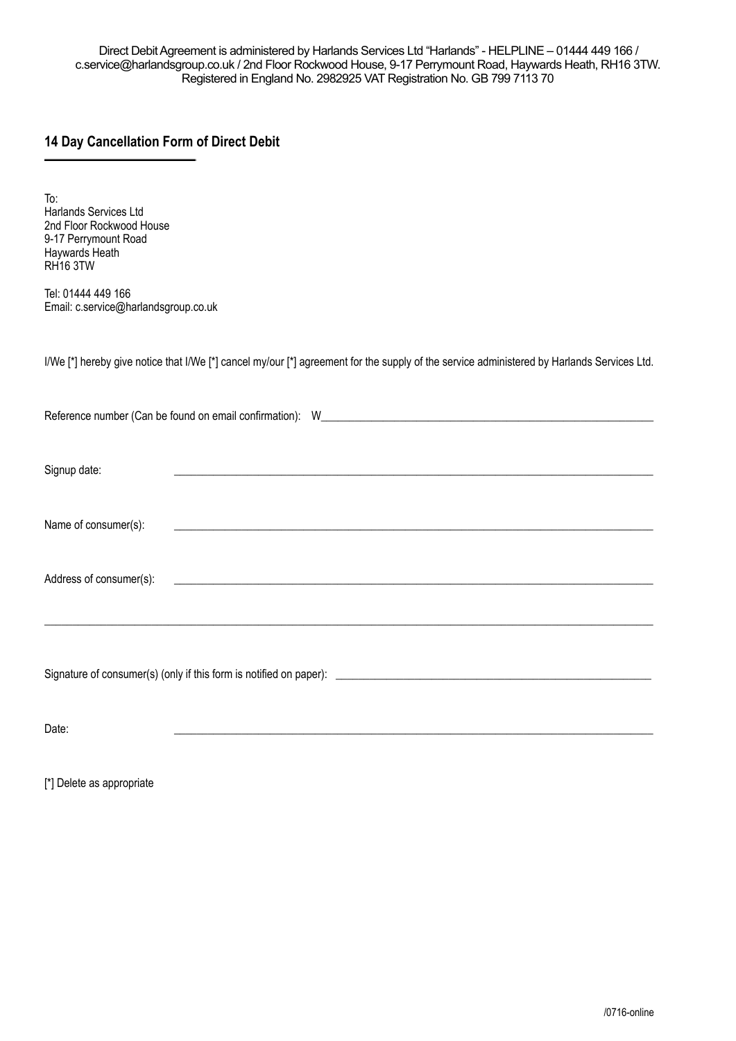Direct Debit Agreement is administered by Harlands Services Ltd "Harlands" - HELPLINE – 01444 449 166 / c.service@harlandsgroup.co.uk / 2nd Floor Rockwood House, 9-17 Perrymount Road, Haywards Heath, RH16 3TW. Registered in England No. 2982925 VAT Registration No. GB 799 7113 70

## 14 Day Cancellation Form of Direct Debit

To:
Harlands Services Ltd
2nd Floor Rockwood House
9-17 Perrymount Road
Haywards Heath
RH16 3TW

Tel: 01444 449 166
Email: c.service@harlandsgroup.co.uk

I/We [*] hereby give notice that I/We [*] cancel my/our [*] agreement for the supply of the service administered by Harlands Services Ltd.

Reference number (Can be found on email confirmation): W_______________________________________________

Signup date: _______________________________________________

Name of consumer(s): _______________________________________________

Address of consumer(s): _______________________________________________

_______________________________________________

Signature of consumer(s) (only if this form is notified on paper): _______________________________________________

Date: _______________________________________________

[*] Delete as appropriate

/0716-online